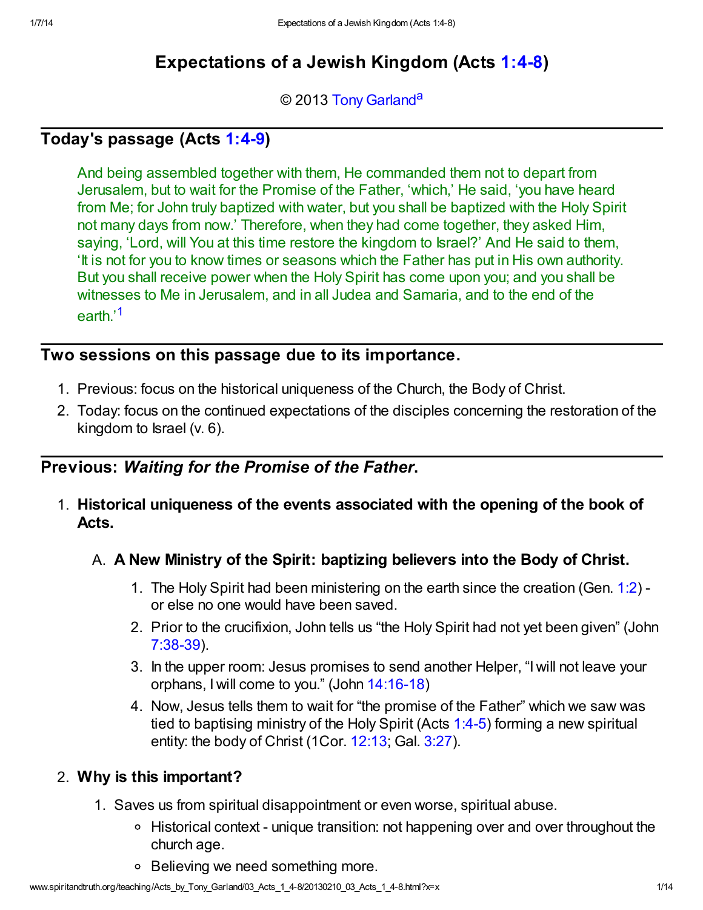# Expectations of a Jewish Kingdom (Acts 1:4-8)

© 2013 Tony Garland[a]

## Today's passage (Acts 1:4-9)

> And being assembled together with them, He commanded them not to depart from Jerusalem, but to wait for the Promise of the Father, 'which,' He said, 'you have heard from Me; for John truly baptized with water, but you shall be baptized with the Holy Spirit not many days from now.' Therefore, when they had come together, they asked Him, saying, 'Lord, will You at this time restore the kingdom to Israel?' And He said to them, 'It is not for you to know times or seasons which the Father has put in His own authority. But you shall receive power when the Holy Spirit has come upon you; and you shall be witnesses to Me in Jerusalem, and in all Judea and Samaria, and to the end of the earth.'[1]

## Two sessions on this passage due to its importance.

1. Previous: focus on the historical uniqueness of the Church, the Body of Christ.
2. Today: focus on the continued expectations of the disciples concerning the restoration of the kingdom to Israel (v. 6).

## Previous: *Waiting for the Promise of the Father*.

1. **Historical uniqueness of the events associated with the opening of the book of Acts.**
   A. **A New Ministry of the Spirit: baptizing believers into the Body of Christ.**
      1. The Holy Spirit had been ministering on the earth since the creation (Gen. 1:2) - or else no one would have been saved.
      2. Prior to the crucifixion, John tells us "the Holy Spirit had not yet been given" (John 7:38-39).
      3. In the upper room: Jesus promises to send another Helper, "I will not leave your orphans, I will come to you." (John 14:16-18)
      4. Now, Jesus tells them to wait for "the promise of the Father" which we saw was tied to baptising ministry of the Holy Spirit (Acts 1:4-5) forming a new spiritual entity: the body of Christ (1Cor. 12:13; Gal. 3:27).
2. **Why is this important?**
   1. Saves us from spiritual disappointment or even worse, spiritual abuse.
      - Historical context - unique transition: not happening over and over throughout the church age.
      - Believing we need something more.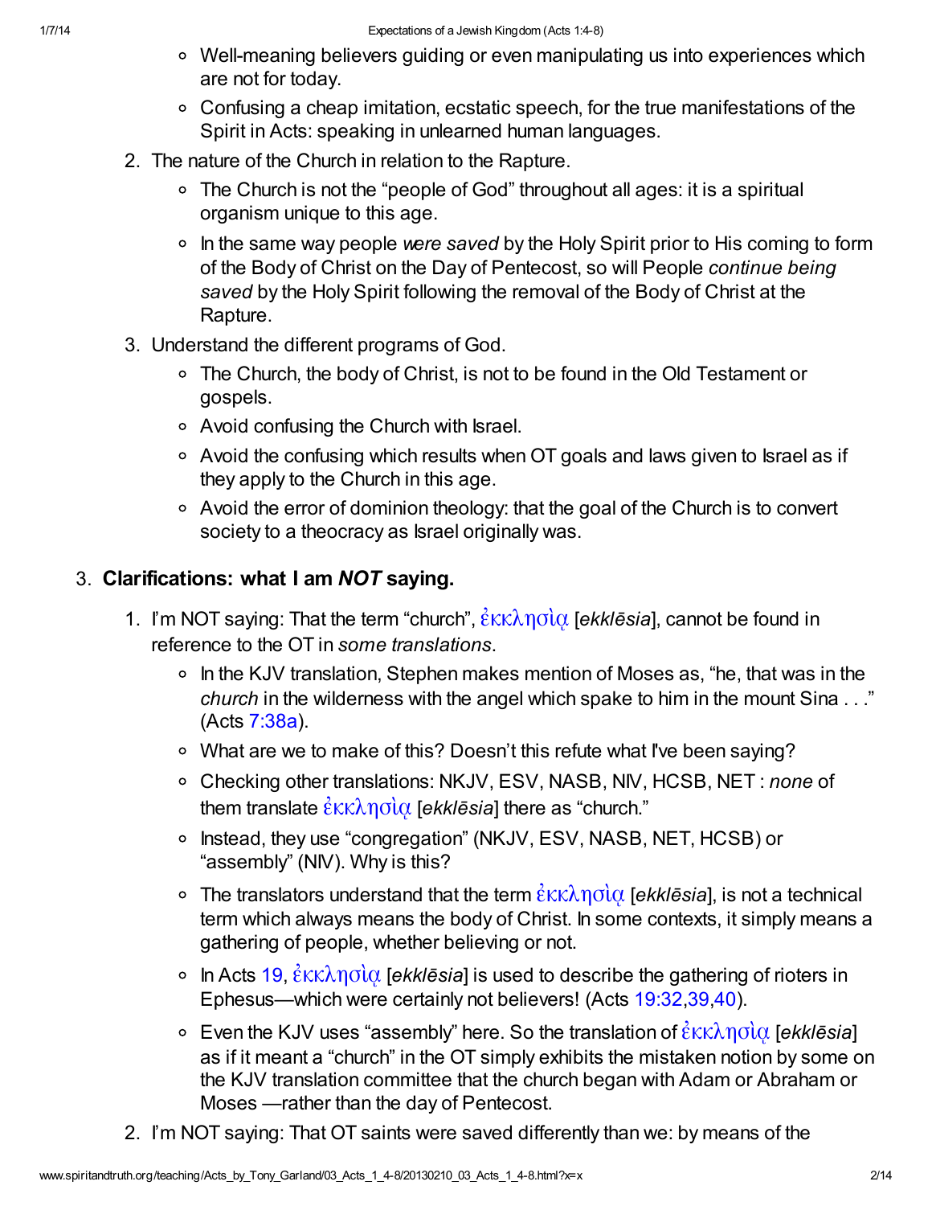- Well-meaning believers guiding or even manipulating us into experiences which are not for today.
- Confusing a cheap imitation, ecstatic speech, for the true manifestations of the Spirit in Acts: speaking in unlearned human languages.

2. The nature of the Church in relation to the Rapture.
   - The Church is not the "people of God" throughout all ages: it is a spiritual organism unique to this age.
   - In the same way people *were saved* by the Holy Spirit prior to His coming to form of the Body of Christ on the Day of Pentecost, so will People *continue being saved* by the Holy Spirit following the removal of the Body of Christ at the Rapture.
3. Understand the different programs of God.
   - The Church, the body of Christ, is not to be found in the Old Testament or gospels.
   - Avoid confusing the Church with Israel.
   - Avoid the confusing which results when OT goals and laws given to Israel as if they apply to the Church in this age.
   - Avoid the error of dominion theology: that the goal of the Church is to convert society to a theocracy as Israel originally was.

## 3. Clarifications: what I am *NOT* saying.

1. I'm NOT saying: That the term "church", ἐκκλησίᾳ [*ekklēsia*], cannot be found in reference to the OT in *some translations*.
   - In the KJV translation, Stephen makes mention of Moses as, "he, that was in the *church* in the wilderness with the angel which spake to him in the mount Sina . . ." (Acts 7:38a).
   - What are we to make of this? Doesn't this refute what I've been saying?
   - Checking other translations: NKJV, ESV, NASB, NIV, HCSB, NET : *none* of them translate ἐκκλησίᾳ [*ekklēsia*] there as "church."
   - Instead, they use "congregation" (NKJV, ESV, NASB, NET, HCSB) or "assembly" (NIV). Why is this?
   - The translators understand that the term ἐκκλησίᾳ [*ekklēsia*], is not a technical term which always means the body of Christ. In some contexts, it simply means a gathering of people, whether believing or not.
   - In Acts 19, ἐκκλησίᾳ [*ekklēsia*] is used to describe the gathering of rioters in Ephesus—which were certainly not believers! (Acts 19:32,39,40).
   - Even the KJV uses "assembly" here. So the translation of ἐκκλησίᾳ [*ekklēsia*] as if it meant a "church" in the OT simply exhibits the mistaken notion by some on the KJV translation committee that the church began with Adam or Abraham or Moses —rather than the day of Pentecost.
2. I'm NOT saying: That OT saints were saved differently than we: by means of the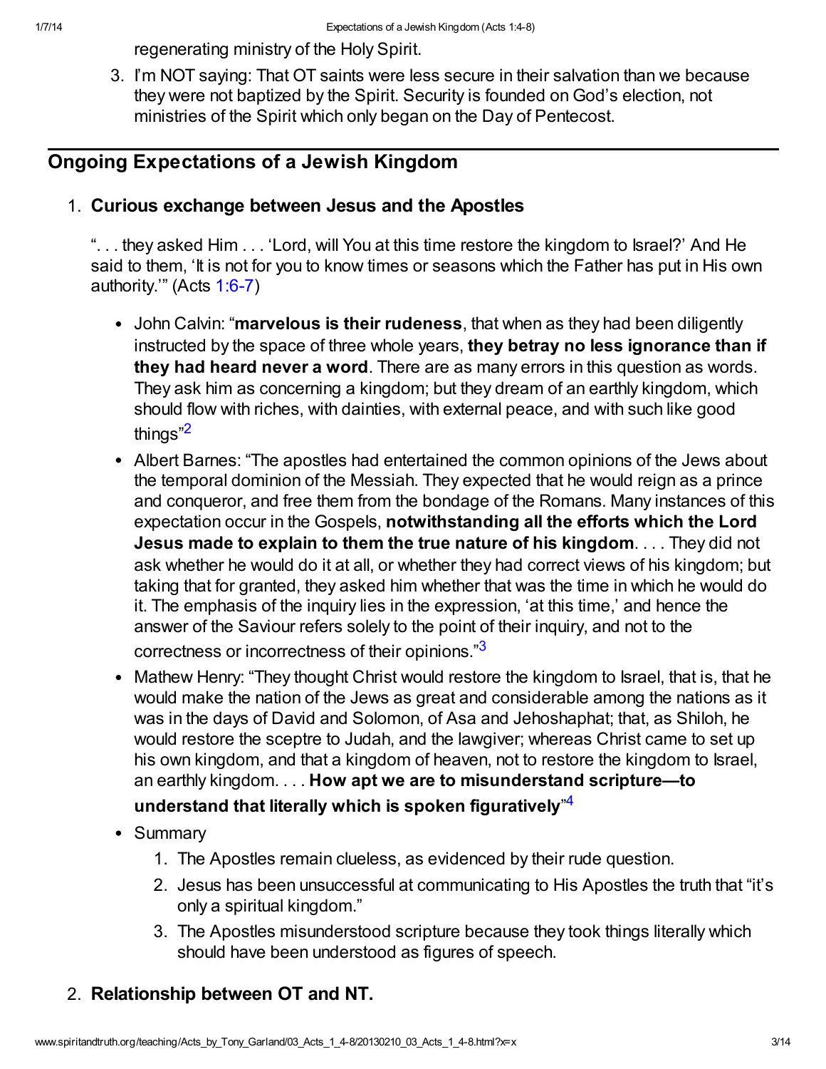regenerating ministry of the Holy Spirit.

3. I'm NOT saying: That OT saints were less secure in their salvation than we because they were not baptized by the Spirit. Security is founded on God's election, not ministries of the Spirit which only began on the Day of Pentecost.

---

## Ongoing Expectations of a Jewish Kingdom

1. **Curious exchange between Jesus and the Apostles**

   ". . . they asked Him . . . 'Lord, will You at this time restore the kingdom to Israel?' And He said to them, 'It is not for you to know times or seasons which the Father has put in His own authority.'" (Acts 1:6-7)

   - John Calvin: "**marvelous is their rudeness**, that when as they had been diligently instructed by the space of three whole years, **they betray no less ignorance than if they had heard never a word**. There are as many errors in this question as words. They ask him as concerning a kingdom; but they dream of an earthly kingdom, which should flow with riches, with dainties, with external peace, and with such like good things"[2]
   - Albert Barnes: "The apostles had entertained the common opinions of the Jews about the temporal dominion of the Messiah. They expected that he would reign as a prince and conqueror, and free them from the bondage of the Romans. Many instances of this expectation occur in the Gospels, **notwithstanding all the efforts which the Lord Jesus made to explain to them the true nature of his kingdom**. . . . They did not ask whether he would do it at all, or whether they had correct views of his kingdom; but taking that for granted, they asked him whether that was the time in which he would do it. The emphasis of the inquiry lies in the expression, 'at this time,' and hence the answer of the Saviour refers solely to the point of their inquiry, and not to the correctness or incorrectness of their opinions."[3]
   - Mathew Henry: "They thought Christ would restore the kingdom to Israel, that is, that he would make the nation of the Jews as great and considerable among the nations as it was in the days of David and Solomon, of Asa and Jehoshaphat; that, as Shiloh, he would restore the sceptre to Judah, and the lawgiver; whereas Christ came to set up his own kingdom, and that a kingdom of heaven, not to restore the kingdom to Israel, an earthly kingdom. . . . **How apt we are to misunderstand scripture—to understand that literally which is spoken figuratively**"[4]
   - Summary
     1. The Apostles remain clueless, as evidenced by their rude question.
     2. Jesus has been unsuccessful at communicating to His Apostles the truth that "it's only a spiritual kingdom."
     3. The Apostles misunderstood scripture because they took things literally which should have been understood as figures of speech.

2. **Relationship between OT and NT.**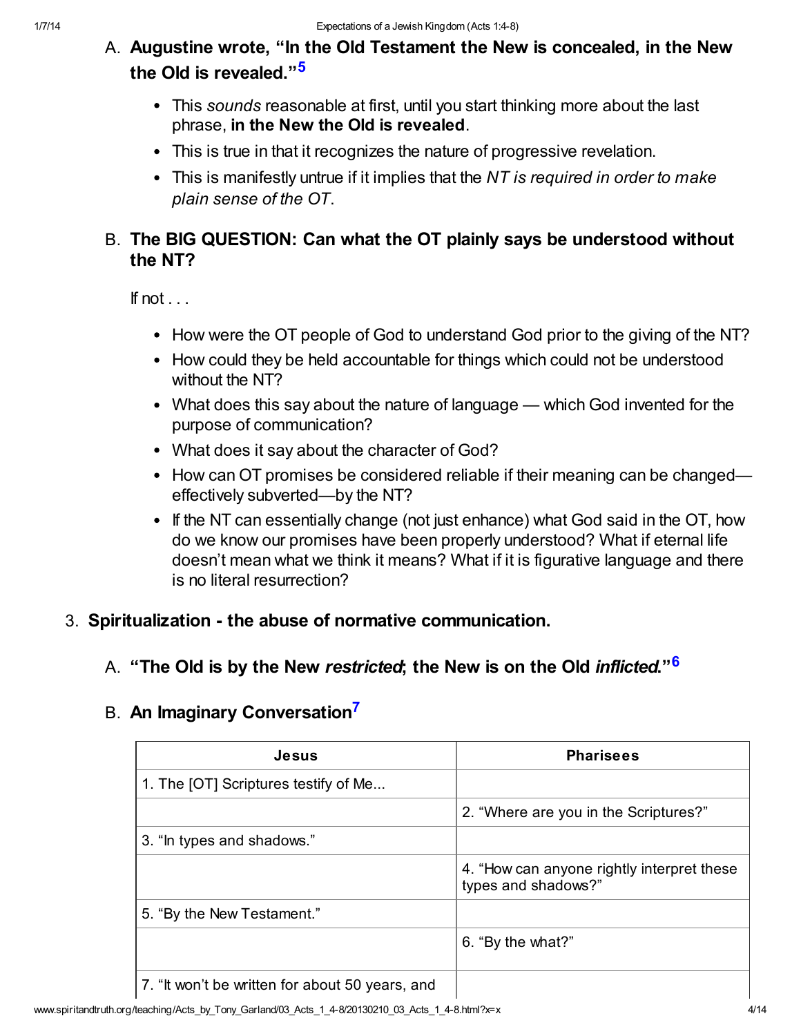A. **Augustine wrote, "In the Old Testament the New is concealed, in the New the Old is revealed."**[5]

- This *sounds* reasonable at first, until you start thinking more about the last phrase, **in the New the Old is revealed**.
- This is true in that it recognizes the nature of progressive revelation.
- This is manifestly untrue if it implies that the *NT is required in order to make plain sense of the OT*.

B. **The BIG QUESTION: Can what the OT plainly says be understood without the NT?**

If not . . .

- How were the OT people of God to understand God prior to the giving of the NT?
- How could they be held accountable for things which could not be understood without the NT?
- What does this say about the nature of language — which God invented for the purpose of communication?
- What does it say about the character of God?
- How can OT promises be considered reliable if their meaning can be changed—effectively subverted—by the NT?
- If the NT can essentially change (not just enhance) what God said in the OT, how do we know our promises have been properly understood? What if eternal life doesn't mean what we think it means? What if it is figurative language and there is no literal resurrection?

3. **Spiritualization - the abuse of normative communication.**

A. **"The Old is by the New *restricted*; the New is on the Old *inflicted*."**[6]

B. **An Imaginary Conversation**[7]

| Jesus | Pharisees |
|---|---|
| 1. The [OT] Scriptures testify of Me... | |
| | 2. "Where are you in the Scriptures?" |
| 3. "In types and shadows." | |
| | 4. "How can anyone rightly interpret these types and shadows?" |
| 5. "By the New Testament." | |
| | 6. "By the what?" |
| 7. "It won't be written for about 50 years, and | |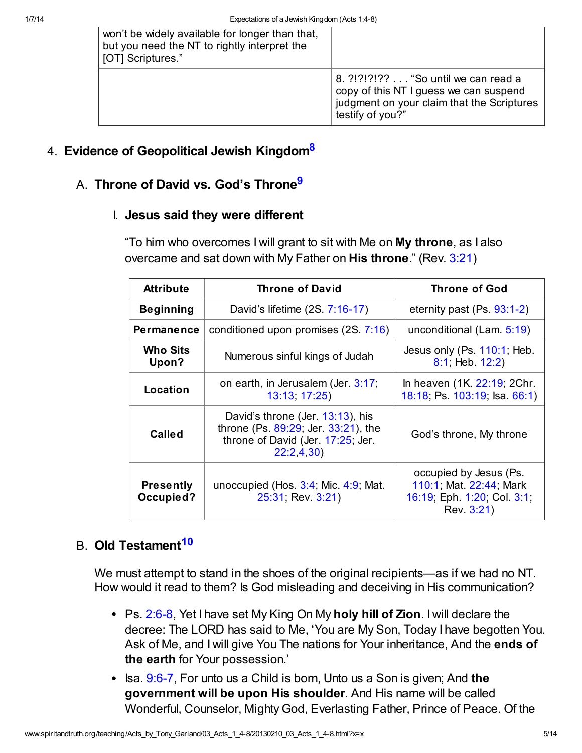| | |
|---|---|
| won't be widely available for longer than that, but you need the NT to rightly interpret the [OT] Scriptures." | |
| | 8. ?!?!?!?? . . . "So until we can read a copy of this NT I guess we can suspend judgment on your claim that the Scriptures testify of you?" |

## 4. Evidence of Geopolitical Jewish Kingdom[8]

### A. Throne of David vs. God's Throne[9]

#### I. Jesus said they were different

"To him who overcomes I will grant to sit with Me on **My throne**, as I also overcame and sat down with My Father on **His throne**." (Rev. 3:21)

| Attribute | Throne of David | Throne of God |
|---|---|---|
| **Beginning** | David's lifetime (2S. 7:16-17) | eternity past (Ps. 93:1-2) |
| **Permanence** | conditioned upon promises (2S. 7:16) | unconditional (Lam. 5:19) |
| **Who Sits Upon?** | Numerous sinful kings of Judah | Jesus only (Ps. 110:1; Heb. 8:1; Heb. 12:2) |
| **Location** | on earth, in Jerusalem (Jer. 3:17; 13:13; 17:25) | In heaven (1K. 22:19; 2Chr. 18:18; Ps. 103:19; Isa. 66:1) |
| **Called** | David's throne (Jer. 13:13), his throne (Ps. 89:29; Jer. 33:21), the throne of David (Jer. 17:25; Jer. 22:2,4,30) | God's throne, My throne |
| **Presently Occupied?** | unoccupied (Hos. 3:4; Mic. 4:9; Mat. 25:31; Rev. 3:21) | occupied by Jesus (Ps. 110:1; Mat. 22:44; Mark 16:19; Eph. 1:20; Col. 3:1; Rev. 3:21) |

### B. Old Testament[10]

We must attempt to stand in the shoes of the original recipients—as if we had no NT. How would it read to them? Is God misleading and deceiving in His communication?

- Ps. 2:6-8, Yet I have set My King On My **holy hill of Zion**. I will declare the decree: The LORD has said to Me, 'You are My Son, Today I have begotten You. Ask of Me, and I will give You The nations for Your inheritance, And the **ends of the earth** for Your possession.'
- Isa. 9:6-7, For unto us a Child is born, Unto us a Son is given; And **the government will be upon His shoulder**. And His name will be called Wonderful, Counselor, Mighty God, Everlasting Father, Prince of Peace. Of the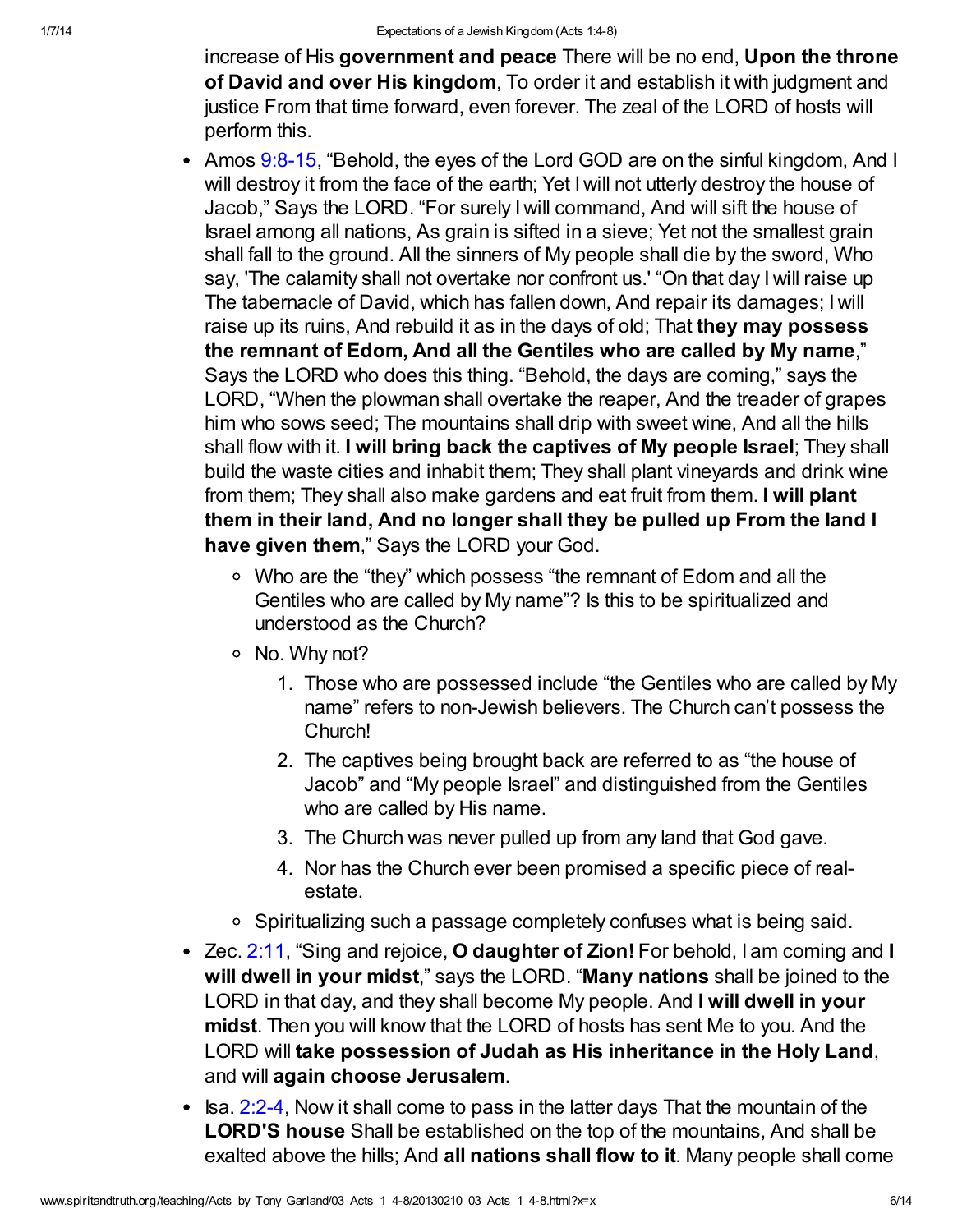increase of His **government and peace** There will be no end, **Upon the throne of David and over His kingdom**, To order it and establish it with judgment and justice From that time forward, even forever. The zeal of the LORD of hosts will perform this.

- Amos 9:8-15, "Behold, the eyes of the Lord GOD are on the sinful kingdom, And I will destroy it from the face of the earth; Yet I will not utterly destroy the house of Jacob," Says the LORD. "For surely I will command, And will sift the house of Israel among all nations, As grain is sifted in a sieve; Yet not the smallest grain shall fall to the ground. All the sinners of My people shall die by the sword, Who say, 'The calamity shall not overtake nor confront us.' "On that day I will raise up The tabernacle of David, which has fallen down, And repair its damages; I will raise up its ruins, And rebuild it as in the days of old; That **they may possess the remnant of Edom, And all the Gentiles who are called by My name**," Says the LORD who does this thing. "Behold, the days are coming," says the LORD, "When the plowman shall overtake the reaper, And the treader of grapes him who sows seed; The mountains shall drip with sweet wine, And all the hills shall flow with it. **I will bring back the captives of My people Israel**; They shall build the waste cities and inhabit them; They shall plant vineyards and drink wine from them; They shall also make gardens and eat fruit from them. **I will plant them in their land, And no longer shall they be pulled up From the land I have given them**," Says the LORD your God.
  - Who are the "they" which possess "the remnant of Edom and all the Gentiles who are called by My name"? Is this to be spiritualized and understood as the Church?
  - No. Why not?
    1. Those who are possessed include "the Gentiles who are called by My name" refers to non-Jewish believers. The Church can't possess the Church!
    2. The captives being brought back are referred to as "the house of Jacob" and "My people Israel" and distinguished from the Gentiles who are called by His name.
    3. The Church was never pulled up from any land that God gave.
    4. Nor has the Church ever been promised a specific piece of real-estate.
  - Spiritualizing such a passage completely confuses what is being said.
- Zec. 2:11, "Sing and rejoice, **O daughter of Zion!** For behold, I am coming and **I will dwell in your midst**," says the LORD. "**Many nations** shall be joined to the LORD in that day, and they shall become My people. And **I will dwell in your midst**. Then you will know that the LORD of hosts has sent Me to you. And the LORD will **take possession of Judah as His inheritance in the Holy Land**, and will **again choose Jerusalem**.
- Isa. 2:2-4, Now it shall come to pass in the latter days That the mountain of the **LORD'S house** Shall be established on the top of the mountains, And shall be exalted above the hills; And **all nations shall flow to it**. Many people shall come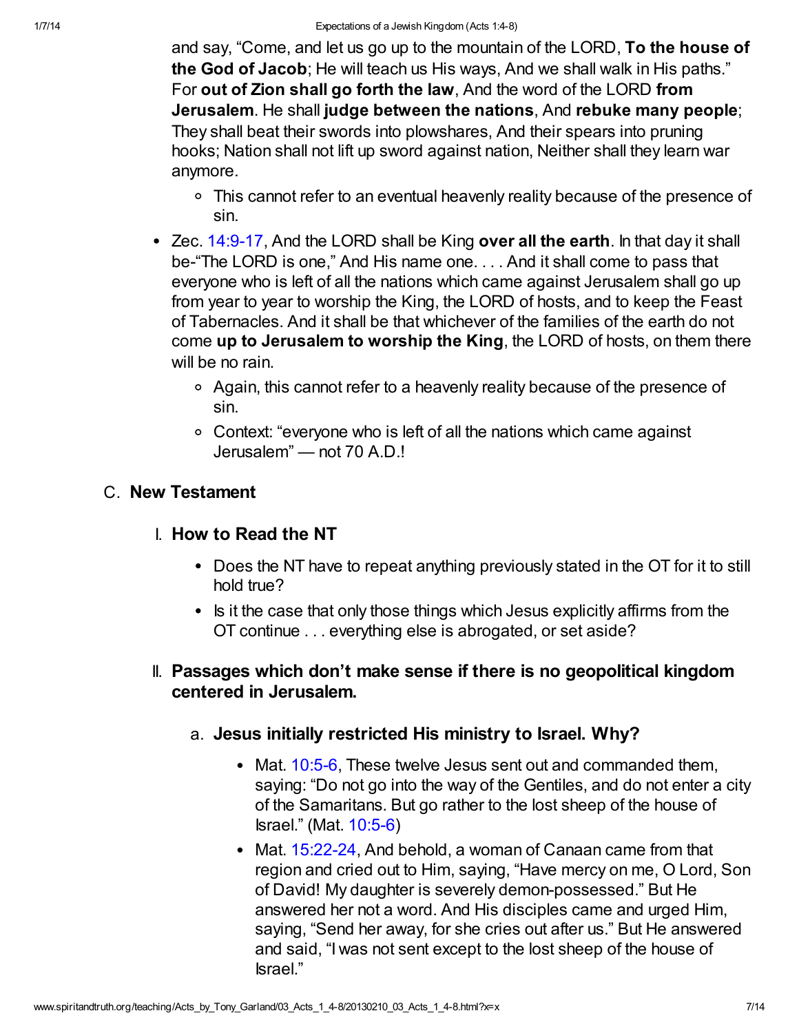and say, "Come, and let us go up to the mountain of the LORD, **To the house of the God of Jacob**; He will teach us His ways, And we shall walk in His paths." For **out of Zion shall go forth the law**, And the word of the LORD **from Jerusalem**. He shall **judge between the nations**, And **rebuke many people**; They shall beat their swords into plowshares, And their spears into pruning hooks; Nation shall not lift up sword against nation, Neither shall they learn war anymore.

  - This cannot refer to an eventual heavenly reality because of the presence of sin.

- Zec. 14:9-17, And the LORD shall be King **over all the earth**. In that day it shall be-"The LORD is one," And His name one. . . . And it shall come to pass that everyone who is left of all the nations which came against Jerusalem shall go up from year to year to worship the King, the LORD of hosts, and to keep the Feast of Tabernacles. And it shall be that whichever of the families of the earth do not come **up to Jerusalem to worship the King**, the LORD of hosts, on them there will be no rain.
  - Again, this cannot refer to a heavenly reality because of the presence of sin.
  - Context: "everyone who is left of all the nations which came against Jerusalem" — not 70 A.D.!

## C. New Testament

### I. How to Read the NT

- Does the NT have to repeat anything previously stated in the OT for it to still hold true?
- Is it the case that only those things which Jesus explicitly affirms from the OT continue . . . everything else is abrogated, or set aside?

### II. Passages which don't make sense if there is no geopolitical kingdom centered in Jerusalem.

#### a. Jesus initially restricted His ministry to Israel. Why?

- Mat. 10:5-6, These twelve Jesus sent out and commanded them, saying: "Do not go into the way of the Gentiles, and do not enter a city of the Samaritans. But go rather to the lost sheep of the house of Israel." (Mat. 10:5-6)
- Mat. 15:22-24, And behold, a woman of Canaan came from that region and cried out to Him, saying, "Have mercy on me, O Lord, Son of David! My daughter is severely demon-possessed." But He answered her not a word. And His disciples came and urged Him, saying, "Send her away, for she cries out after us." But He answered and said, "I was not sent except to the lost sheep of the house of Israel."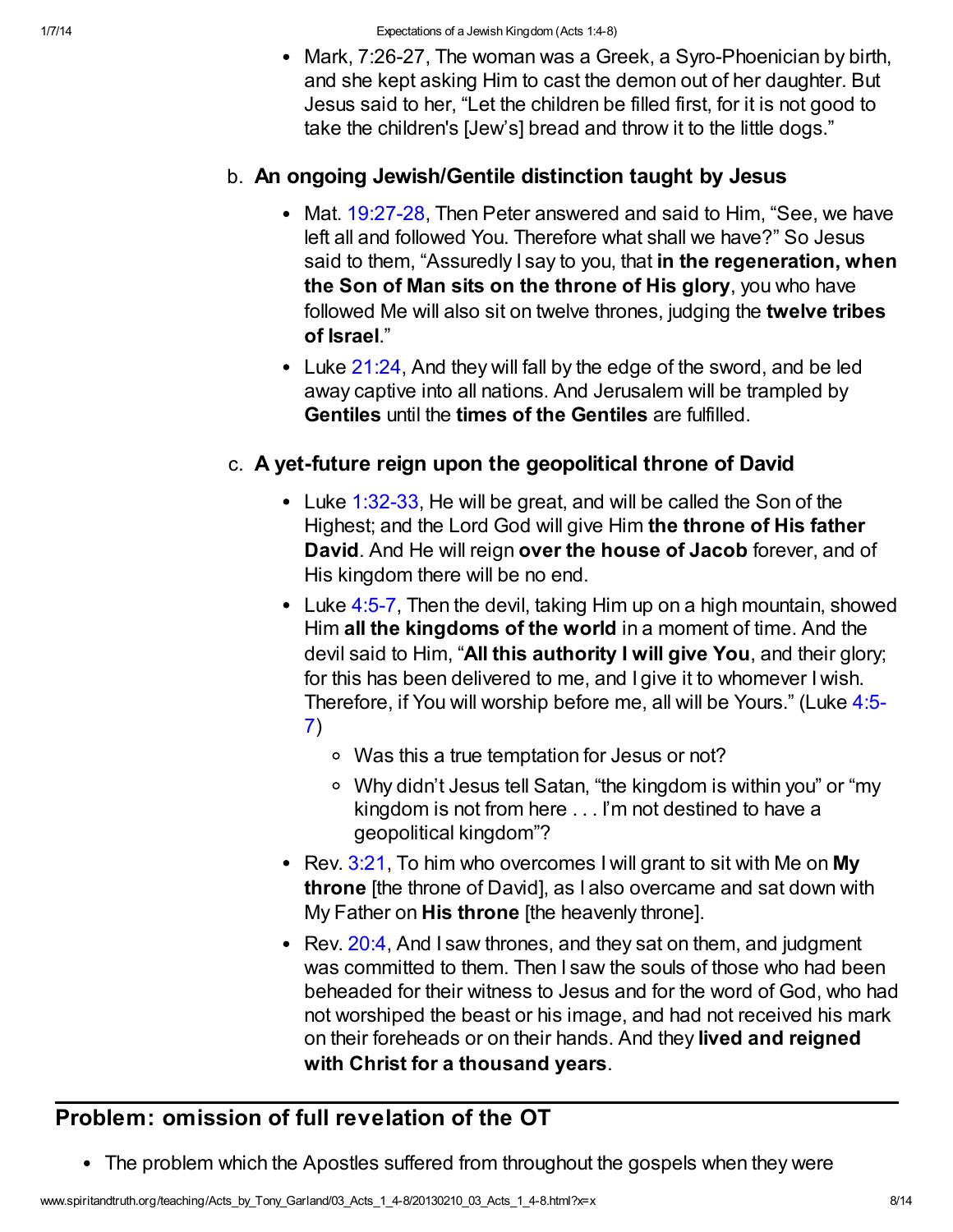- Mark, 7:26-27, The woman was a Greek, a Syro-Phoenician by birth, and she kept asking Him to cast the demon out of her daughter. But Jesus said to her, “Let the children be filled first, for it is not good to take the children's [Jew’s] bread and throw it to the little dogs.”

b. **An ongoing Jewish/Gentile distinction taught by Jesus**

- Mat. 19:27-28, Then Peter answered and said to Him, “See, we have left all and followed You. Therefore what shall we have?” So Jesus said to them, “Assuredly I say to you, that **in the regeneration, when the Son of Man sits on the throne of His glory**, you who have followed Me will also sit on twelve thrones, judging the **twelve tribes of Israel**.”
- Luke 21:24, And they will fall by the edge of the sword, and be led away captive into all nations. And Jerusalem will be trampled by **Gentiles** until the **times of the Gentiles** are fulfilled.

c. **A yet-future reign upon the geopolitical throne of David**

- Luke 1:32-33, He will be great, and will be called the Son of the Highest; and the Lord God will give Him **the throne of His father David**. And He will reign **over the house of Jacob** forever, and of His kingdom there will be no end.
- Luke 4:5-7, Then the devil, taking Him up on a high mountain, showed Him **all the kingdoms of the world** in a moment of time. And the devil said to Him, “**All this authority I will give You**, and their glory; for this has been delivered to me, and I give it to whomever I wish. Therefore, if You will worship before me, all will be Yours.” (Luke 4:5-7)
  - Was this a true temptation for Jesus or not?
  - Why didn’t Jesus tell Satan, “the kingdom is within you” or “my kingdom is not from here . . . I’m not destined to have a geopolitical kingdom”?
- Rev. 3:21, To him who overcomes I will grant to sit with Me on **My throne** [the throne of David], as I also overcame and sat down with My Father on **His throne** [the heavenly throne].
- Rev. 20:4, And I saw thrones, and they sat on them, and judgment was committed to them. Then I saw the souls of those who had been beheaded for their witness to Jesus and for the word of God, who had not worshiped the beast or his image, and had not received his mark on their foreheads or on their hands. And they **lived and reigned with Christ for a thousand years**.

## Problem: omission of full revelation of the OT

- The problem which the Apostles suffered from throughout the gospels when they were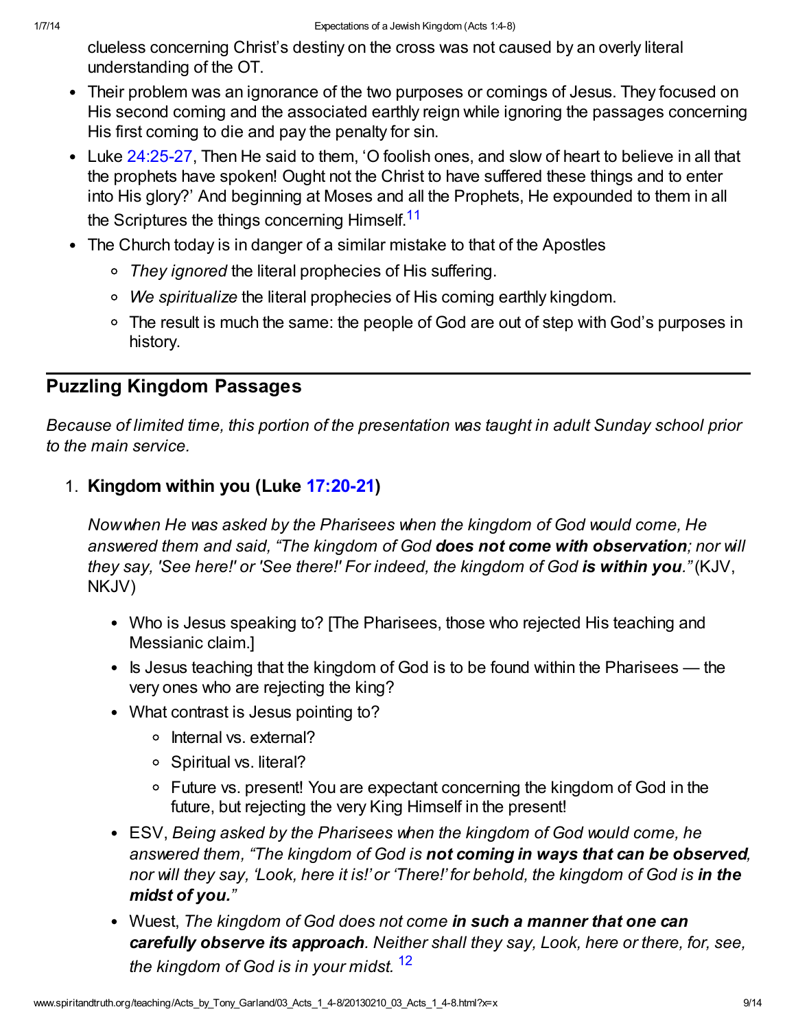clueless concerning Christ's destiny on the cross was not caused by an overly literal understanding of the OT.

- Their problem was an ignorance of the two purposes or comings of Jesus. They focused on His second coming and the associated earthly reign while ignoring the passages concerning His first coming to die and pay the penalty for sin.
- Luke 24:25-27, Then He said to them, 'O foolish ones, and slow of heart to believe in all that the prophets have spoken! Ought not the Christ to have suffered these things and to enter into His glory?' And beginning at Moses and all the Prophets, He expounded to them in all the Scriptures the things concerning Himself.[11]
- The Church today is in danger of a similar mistake to that of the Apostles
  - *They ignored* the literal prophecies of His suffering.
  - *We spiritualize* the literal prophecies of His coming earthly kingdom.
  - The result is much the same: the people of God are out of step with God's purposes in history.

---

## Puzzling Kingdom Passages

*Because of limited time, this portion of the presentation was taught in adult Sunday school prior to the main service.*

1. **Kingdom within you (Luke 17:20-21)**

   *Now when He was asked by the Pharisees when the kingdom of God would come, He answered them and said, "The kingdom of God* ***does not come with observation****; nor will they say, 'See here!' or 'See there!' For indeed, the kingdom of God* ***is within you****."* (KJV, NKJV)

   - Who is Jesus speaking to? [The Pharisees, those who rejected His teaching and Messianic claim.]
   - Is Jesus teaching that the kingdom of God is to be found within the Pharisees — the very ones who are rejecting the king?
   - What contrast is Jesus pointing to?
     - Internal vs. external?
     - Spiritual vs. literal?
     - Future vs. present! You are expectant concerning the kingdom of God in the future, but rejecting the very King Himself in the present!
   - ESV, *Being asked by the Pharisees when the kingdom of God would come, he answered them, "The kingdom of God is* ***not coming in ways that can be observed****, nor will they say, 'Look, here it is!' or 'There!' for behold, the kingdom of God is* ***in the midst of you.****"*
   - Wuest, *The kingdom of God does not come* ***in such a manner that one can carefully observe its approach****. Neither shall they say, Look, here or there, for, see, the kingdom of God is in your midst.* [12]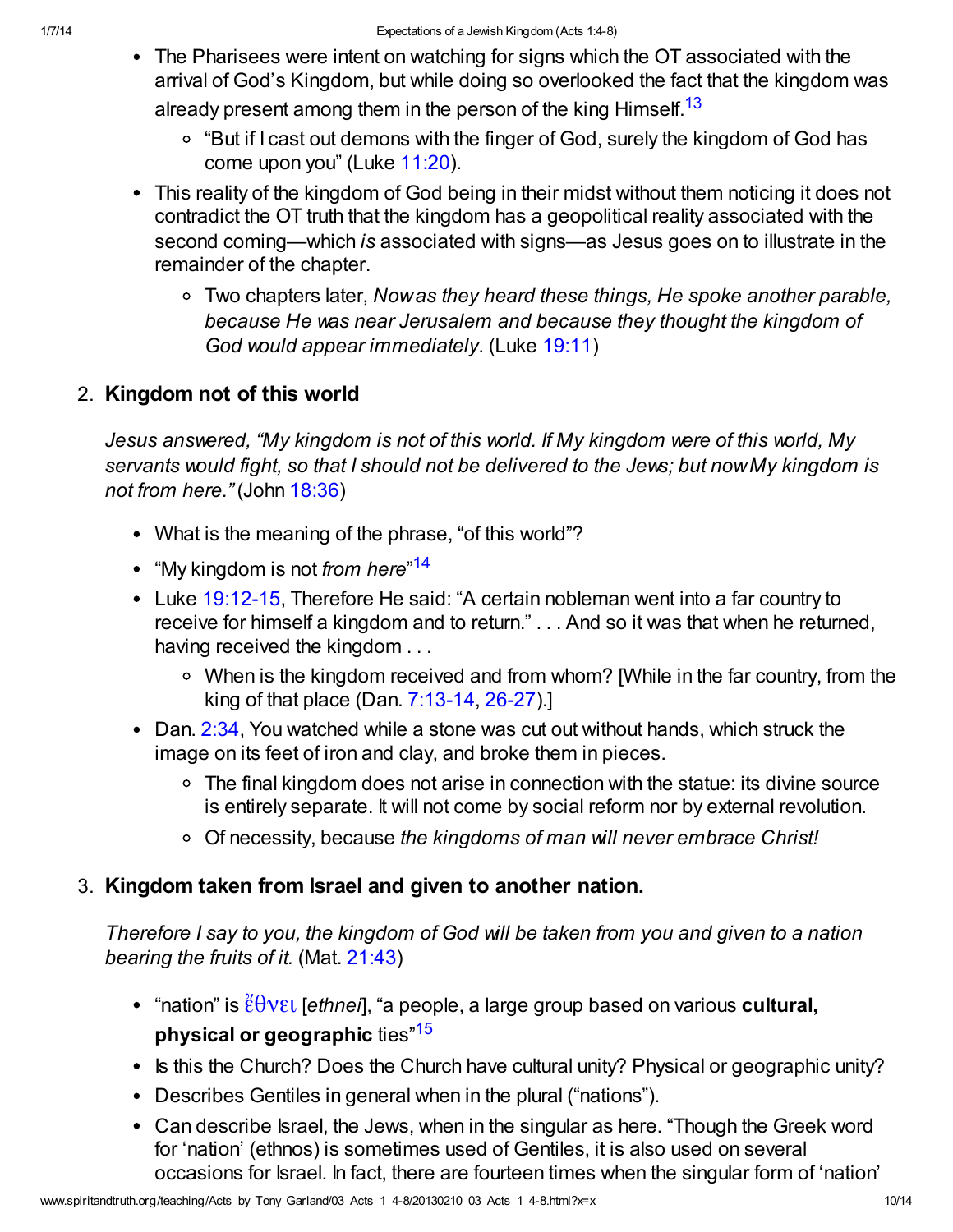- The Pharisees were intent on watching for signs which the OT associated with the arrival of God's Kingdom, but while doing so overlooked the fact that the kingdom was already present among them in the person of the king Himself.[13]
    - "But if I cast out demons with the finger of God, surely the kingdom of God has come upon you" (Luke 11:20).
- This reality of the kingdom of God being in their midst without them noticing it does not contradict the OT truth that the kingdom has a geopolitical reality associated with the second coming—which *is* associated with signs—as Jesus goes on to illustrate in the remainder of the chapter.
    - Two chapters later, *Now as they heard these things, He spoke another parable, because He was near Jerusalem and because they thought the kingdom of God would appear immediately.* (Luke 19:11)

2. **Kingdom not of this world**

   *Jesus answered, "My kingdom is not of this world. If My kingdom were of this world, My servants would fight, so that I should not be delivered to the Jews; but now My kingdom is not from here."* (John 18:36)

   - What is the meaning of the phrase, "of this world"?
   - "My kingdom is not *from here*"[14]
   - Luke 19:12-15, Therefore He said: "A certain nobleman went into a far country to receive for himself a kingdom and to return." . . . And so it was that when he returned, having received the kingdom . . .
       - When is the kingdom received and from whom? [While in the far country, from the king of that place (Dan. 7:13-14, 26-27).]
   - Dan. 2:34, You watched while a stone was cut out without hands, which struck the image on its feet of iron and clay, and broke them in pieces.
       - The final kingdom does not arise in connection with the statue: its divine source is entirely separate. It will not come by social reform nor by external revolution.
       - Of necessity, because *the kingdoms of man will never embrace Christ!*

3. **Kingdom taken from Israel and given to another nation.**

   *Therefore I say to you, the kingdom of God will be taken from you and given to a nation bearing the fruits of it.* (Mat. 21:43)

   - "nation" is ἔθνει [*ethnei*], "a people, a large group based on various **cultural, physical or geographic** ties"[15]
   - Is this the Church? Does the Church have cultural unity? Physical or geographic unity?
   - Describes Gentiles in general when in the plural ("nations").
   - Can describe Israel, the Jews, when in the singular as here. "Though the Greek word for 'nation' (ethnos) is sometimes used of Gentiles, it is also used on several occasions for Israel. In fact, there are fourteen times when the singular form of 'nation'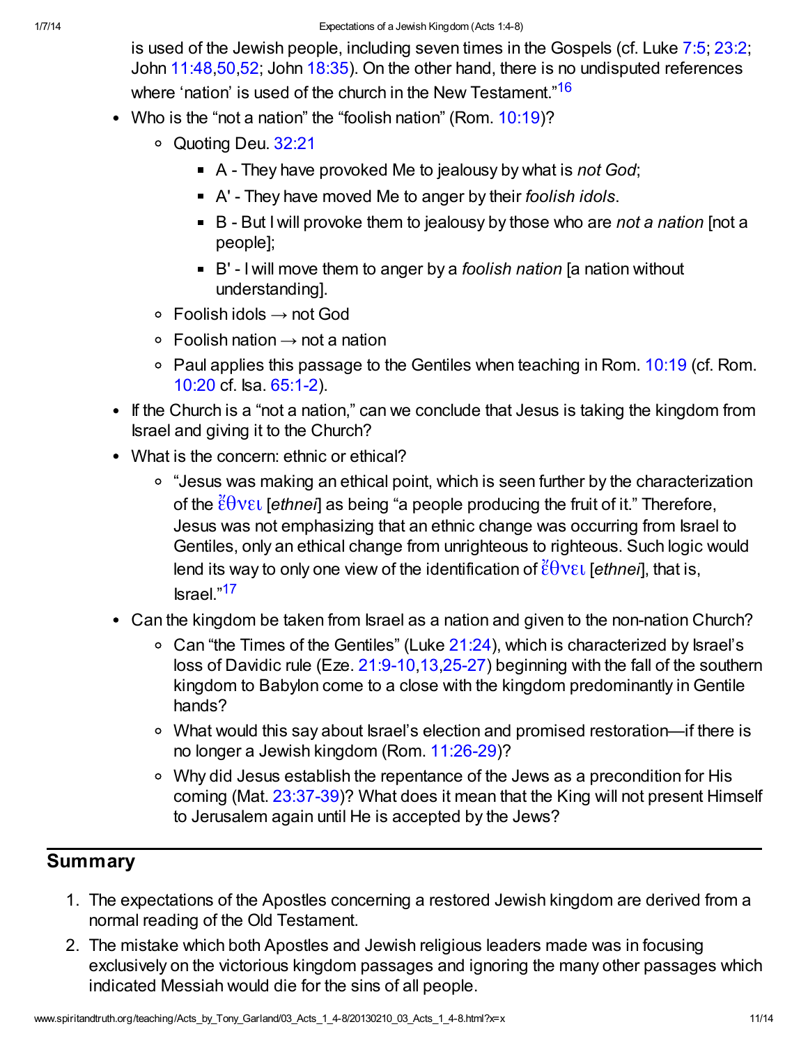is used of the Jewish people, including seven times in the Gospels (cf. Luke 7:5; 23:2; John 11:48,50,52; John 18:35). On the other hand, there is no undisputed references where 'nation' is used of the church in the New Testament."[16]

- Who is the "not a nation" the "foolish nation" (Rom. 10:19)?
  - Quoting Deu. 32:21
    - A - They have provoked Me to jealousy by what is *not God*;
    - A' - They have moved Me to anger by their *foolish idols*.
    - B - But I will provoke them to jealousy by those who are *not a nation* [not a people];
    - B' - I will move them to anger by a *foolish nation* [a nation without understanding].
  - Foolish idols → not God
  - Foolish nation → not a nation
  - Paul applies this passage to the Gentiles when teaching in Rom. 10:19 (cf. Rom. 10:20 cf. Isa. 65:1-2).
- If the Church is a "not a nation," can we conclude that Jesus is taking the kingdom from Israel and giving it to the Church?
- What is the concern: ethnic or ethical?
  - "Jesus was making an ethical point, which is seen further by the characterization of the ἔθνει [*ethnei*] as being "a people producing the fruit of it." Therefore, Jesus was not emphasizing that an ethnic change was occurring from Israel to Gentiles, only an ethical change from unrighteous to righteous. Such logic would lend its way to only one view of the identification of ἔθνει [*ethnei*], that is, Israel."[17]
- Can the kingdom be taken from Israel as a nation and given to the non-nation Church?
  - Can "the Times of the Gentiles" (Luke 21:24), which is characterized by Israel's loss of Davidic rule (Eze. 21:9-10,13,25-27) beginning with the fall of the southern kingdom to Babylon come to a close with the kingdom predominantly in Gentile hands?
  - What would this say about Israel's election and promised restoration—if there is no longer a Jewish kingdom (Rom. 11:26-29)?
  - Why did Jesus establish the repentance of the Jews as a precondition for His coming (Mat. 23:37-39)? What does it mean that the King will not present Himself to Jerusalem again until He is accepted by the Jews?

## Summary

1. The expectations of the Apostles concerning a restored Jewish kingdom are derived from a normal reading of the Old Testament.
2. The mistake which both Apostles and Jewish religious leaders made was in focusing exclusively on the victorious kingdom passages and ignoring the many other passages which indicated Messiah would die for the sins of all people.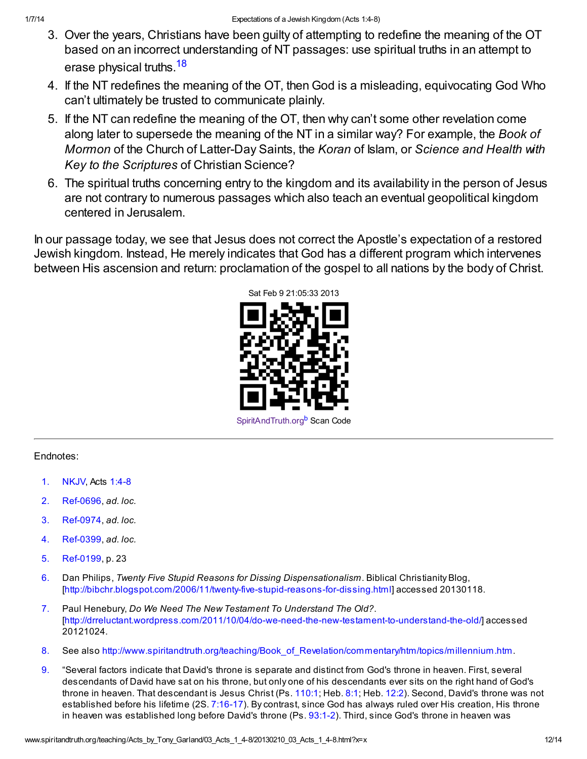3. Over the years, Christians have been guilty of attempting to redefine the meaning of the OT based on an incorrect understanding of NT passages: use spiritual truths in an attempt to erase physical truths.[18]
4. If the NT redefines the meaning of the OT, then God is a misleading, equivocating God Who can't ultimately be trusted to communicate plainly.
5. If the NT can redefine the meaning of the OT, then why can't some other revelation come along later to supersede the meaning of the NT in a similar way? For example, the *Book of Mormon* of the Church of Latter-Day Saints, the *Koran* of Islam, or *Science and Health with Key to the Scriptures* of Christian Science?
6. The spiritual truths concerning entry to the kingdom and its availability in the person of Jesus are not contrary to numerous passages which also teach an eventual geopolitical kingdom centered in Jerusalem.

In our passage today, we see that Jesus does not correct the Apostle's expectation of a restored Jewish kingdom. Instead, He merely indicates that God has a different program which intervenes between His ascension and return: proclamation of the gospel to all nations by the body of Christ.

Sat Feb 9 21:05:33 2013

SpiritAndTruth.org[b] Scan Code

---

Endnotes:

1. NKJV, Acts 1:4-8
2. Ref-0696, *ad. loc.*
3. Ref-0974, *ad. loc.*
4. Ref-0399, *ad. loc.*
5. Ref-0199, p. 23
6. Dan Philips, *Twenty Five Stupid Reasons for Dissing Dispensationalism*. Biblical Christianity Blog, [http://bibchr.blogspot.com/2006/11/twenty-five-stupid-reasons-for-dissing.html] accessed 20130118.
7. Paul Henebury, *Do We Need The New Testament To Understand The Old?*. [http://drreluctant.wordpress.com/2011/10/04/do-we-need-the-new-testament-to-understand-the-old/] accessed 20121024.
8. See also http://www.spiritandtruth.org/teaching/Book_of_Revelation/commentary/htm/topics/millennium.htm.
9. "Several factors indicate that David's throne is separate and distinct from God's throne in heaven. First, several descendants of David have sat on his throne, but only one of his descendants ever sits on the right hand of God's throne in heaven. That descendant is Jesus Christ (Ps. 110:1; Heb. 8:1; Heb. 12:2). Second, David's throne was not established before his lifetime (2S. 7:16-17). By contrast, since God has always ruled over His creation, His throne in heaven was established long before David's throne (Ps. 93:1-2). Third, since God's throne in heaven was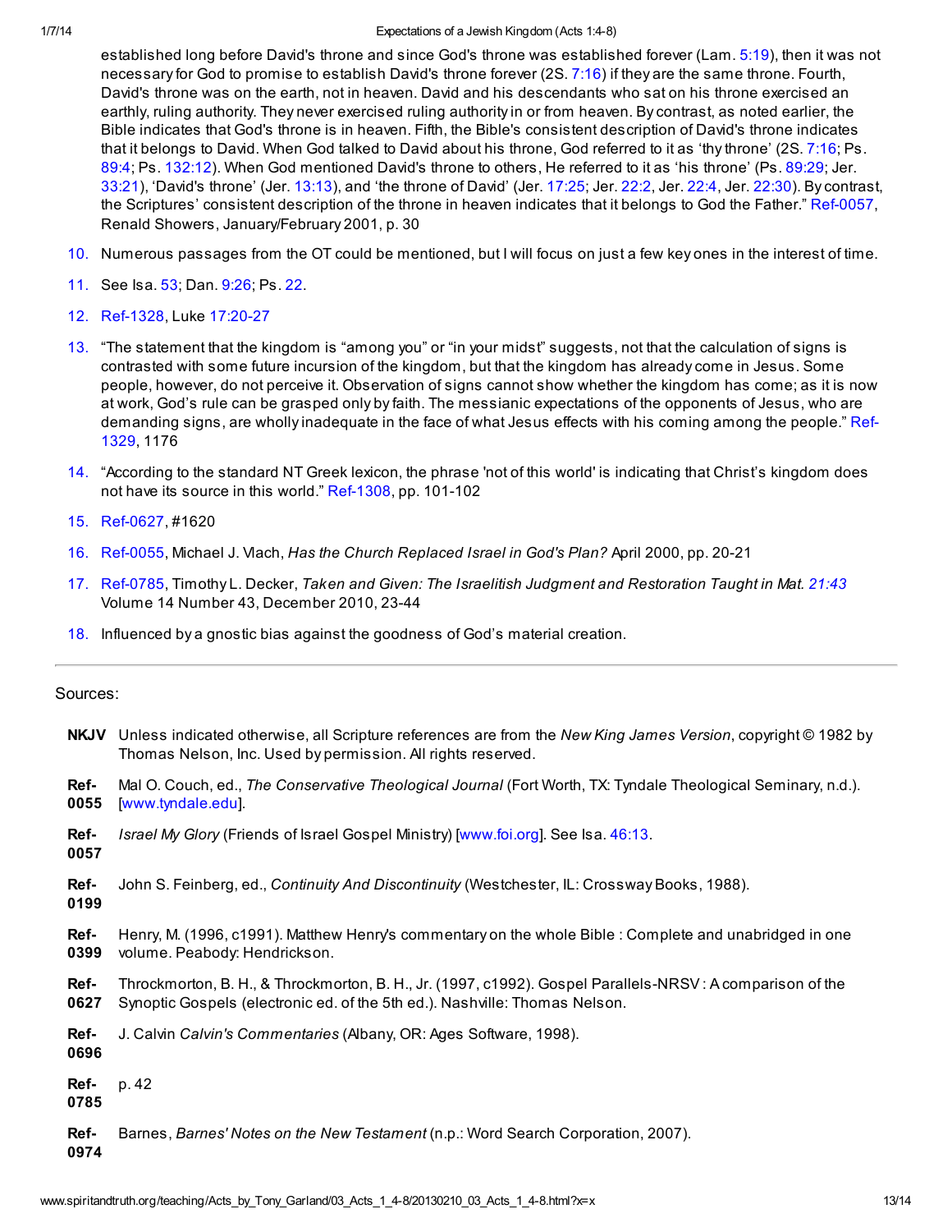established long before David's throne and since God's throne was established forever (Lam. 5:19), then it was not necessary for God to promise to establish David's throne forever (2S. 7:16) if they are the same throne. Fourth, David's throne was on the earth, not in heaven. David and his descendants who sat on his throne exercised an earthly, ruling authority. They never exercised ruling authority in or from heaven. By contrast, as noted earlier, the Bible indicates that God's throne is in heaven. Fifth, the Bible's consistent description of David's throne indicates that it belongs to David. When God talked to David about his throne, God referred to it as 'thy throne' (2S. 7:16; Ps. 89:4; Ps. 132:12). When God mentioned David's throne to others, He referred to it as 'his throne' (Ps. 89:29; Jer. 33:21), 'David's throne' (Jer. 13:13), and 'the throne of David' (Jer. 17:25; Jer. 22:2, Jer. 22:4, Jer. 22:30). By contrast, the Scriptures' consistent description of the throne in heaven indicates that it belongs to God the Father." Ref-0057, Renald Showers, January/February 2001, p. 30

10. Numerous passages from the OT could be mentioned, but I will focus on just a few key ones in the interest of time.
11. See Isa. 53; Dan. 9:26; Ps. 22.
12. Ref-1328, Luke 17:20-27
13. "The statement that the kingdom is "among you" or "in your midst" suggests, not that the calculation of signs is contrasted with some future incursion of the kingdom, but that the kingdom has already come in Jesus. Some people, however, do not perceive it. Observation of signs cannot show whether the kingdom has come; as it is now at work, God's rule can be grasped only by faith. The messianic expectations of the opponents of Jesus, who are demanding signs, are wholly inadequate in the face of what Jesus effects with his coming among the people." Ref-1329, 1176
14. "According to the standard NT Greek lexicon, the phrase 'not of this world' is indicating that Christ's kingdom does not have its source in this world." Ref-1308, pp. 101-102
15. Ref-0627, #1620
16. Ref-0055, Michael J. Vlach, *Has the Church Replaced Israel in God's Plan?* April 2000, pp. 20-21
17. Ref-0785, Timothy L. Decker, *Taken and Given: The Israelitish Judgment and Restoration Taught in Mat. 21:43* Volume 14 Number 43, December 2010, 23-44
18. Influenced by a gnostic bias against the goodness of God's material creation.

---

Sources:

**NKJV** Unless indicated otherwise, all Scripture references are from the *New King James Version*, copyright © 1982 by Thomas Nelson, Inc. Used by permission. All rights reserved.

**Ref-0055** Mal O. Couch, ed., *The Conservative Theological Journal* (Fort Worth, TX: Tyndale Theological Seminary, n.d.). [www.tyndale.edu].

**Ref-0057** *Israel My Glory* (Friends of Israel Gospel Ministry) [www.foi.org]. See Isa. 46:13.

**Ref-0199** John S. Feinberg, ed., *Continuity And Discontinuity* (Westchester, IL: Crossway Books, 1988).

**Ref-0399** Henry, M. (1996, c1991). Matthew Henry's commentary on the whole Bible : Complete and unabridged in one volume. Peabody: Hendrickson.

**Ref-0627** Throckmorton, B. H., & Throckmorton, B. H., Jr. (1997, c1992). Gospel Parallels-NRSV : A comparison of the Synoptic Gospels (electronic ed. of the 5th ed.). Nashville: Thomas Nelson.

**Ref-0696** J. Calvin *Calvin's Commentaries* (Albany, OR: Ages Software, 1998).

**Ref-0785** p. 42

**Ref-0974** Barnes, *Barnes' Notes on the New Testament* (n.p.: Word Search Corporation, 2007).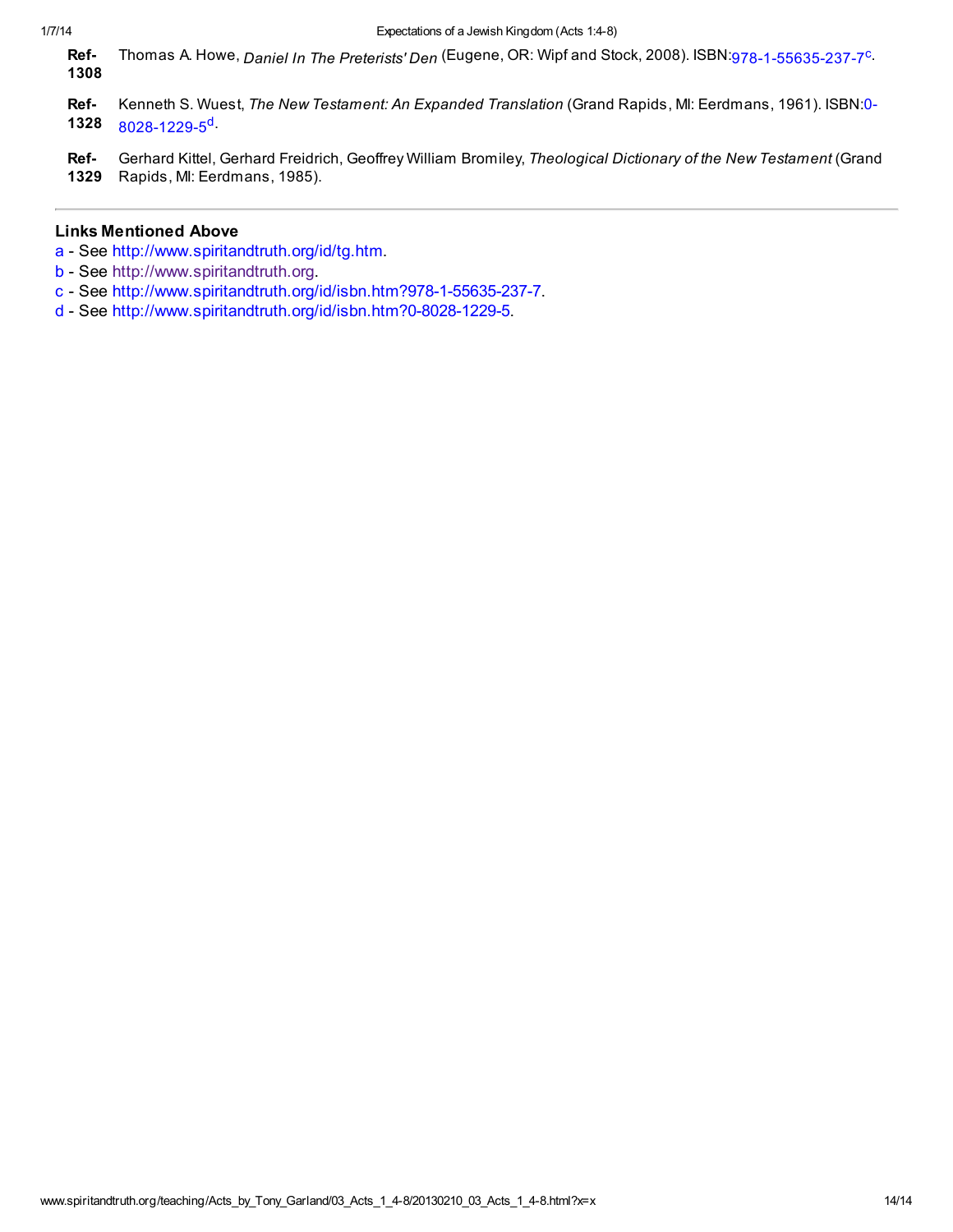**Ref-1308** Thomas A. Howe, *Daniel In The Preterists' Den* (Eugene, OR: Wipf and Stock, 2008). ISBN:978-1-55635-237-7[c].

**Ref-1328** Kenneth S. Wuest, *The New Testament: An Expanded Translation* (Grand Rapids, MI: Eerdmans, 1961). ISBN:0-8028-1229-5[d].

**Ref-1329** Gerhard Kittel, Gerhard Freidrich, Geoffrey William Bromiley, *Theological Dictionary of the New Testament* (Grand Rapids, MI: Eerdmans, 1985).

---

### Links Mentioned Above

a - See http://www.spiritandtruth.org/id/tg.htm.
b - See http://www.spiritandtruth.org.
c - See http://www.spiritandtruth.org/id/isbn.htm?978-1-55635-237-7.
d - See http://www.spiritandtruth.org/id/isbn.htm?0-8028-1229-5.